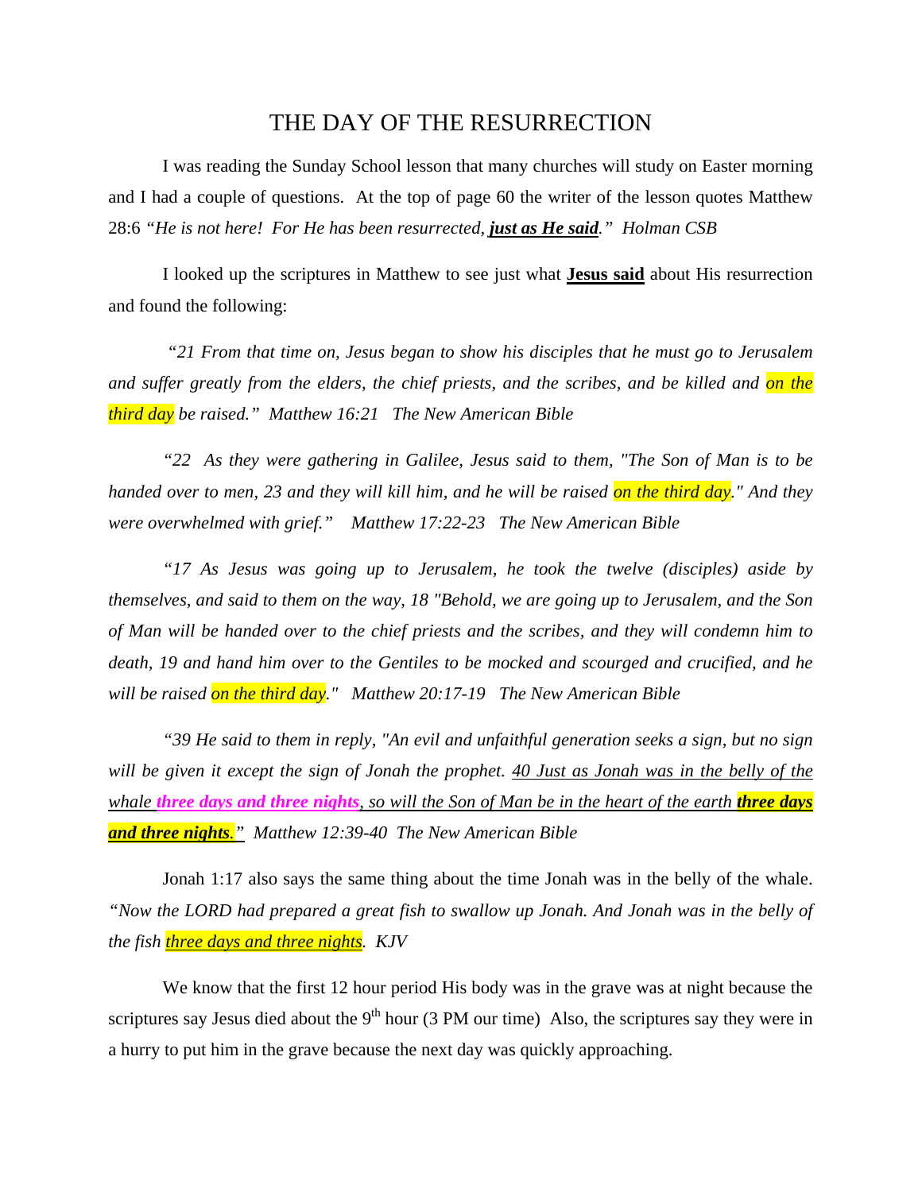# THE DAY OF THE RESURRECTION

I was reading the Sunday School lesson that many churches will study on Easter morning and I had a couple of questions. At the top of page 60 the writer of the lesson quotes Matthew 28:6 *"He is not here! For He has been resurrected, **just as He said**." Holman CSB*

I looked up the scriptures in Matthew to see just what **Jesus said** about His resurrection and found the following:

*"21 From that time on, Jesus began to show his disciples that he must go to Jerusalem and suffer greatly from the elders, the chief priests, and the scribes, and be killed and on the third day be raised." Matthew 16:21 The New American Bible*

*"22 As they were gathering in Galilee, Jesus said to them, "The Son of Man is to be handed over to men, 23 and they will kill him, and he will be raised on the third day." And they were overwhelmed with grief." Matthew 17:22-23 The New American Bible*

*"17 As Jesus was going up to Jerusalem, he took the twelve (disciples) aside by themselves, and said to them on the way, 18 "Behold, we are going up to Jerusalem, and the Son of Man will be handed over to the chief priests and the scribes, and they will condemn him to death, 19 and hand him over to the Gentiles to be mocked and scourged and crucified, and he will be raised on the third day." Matthew 20:17-19 The New American Bible*

*"39 He said to them in reply, "An evil and unfaithful generation seeks a sign, but no sign will be given it except the sign of Jonah the prophet. 40 Just as Jonah was in the belly of the whale **three days and three nights**, so will the Son of Man be in the heart of the earth **three days and three nights**." Matthew 12:39-40 The New American Bible*

Jonah 1:17 also says the same thing about the time Jonah was in the belly of the whale. *"Now the LORD had prepared a great fish to swallow up Jonah. And Jonah was in the belly of the fish three days and three nights. KJV*

We know that the first 12 hour period His body was in the grave was at night because the scriptures say Jesus died about the 9th hour (3 PM our time) Also, the scriptures say they were in a hurry to put him in the grave because the next day was quickly approaching.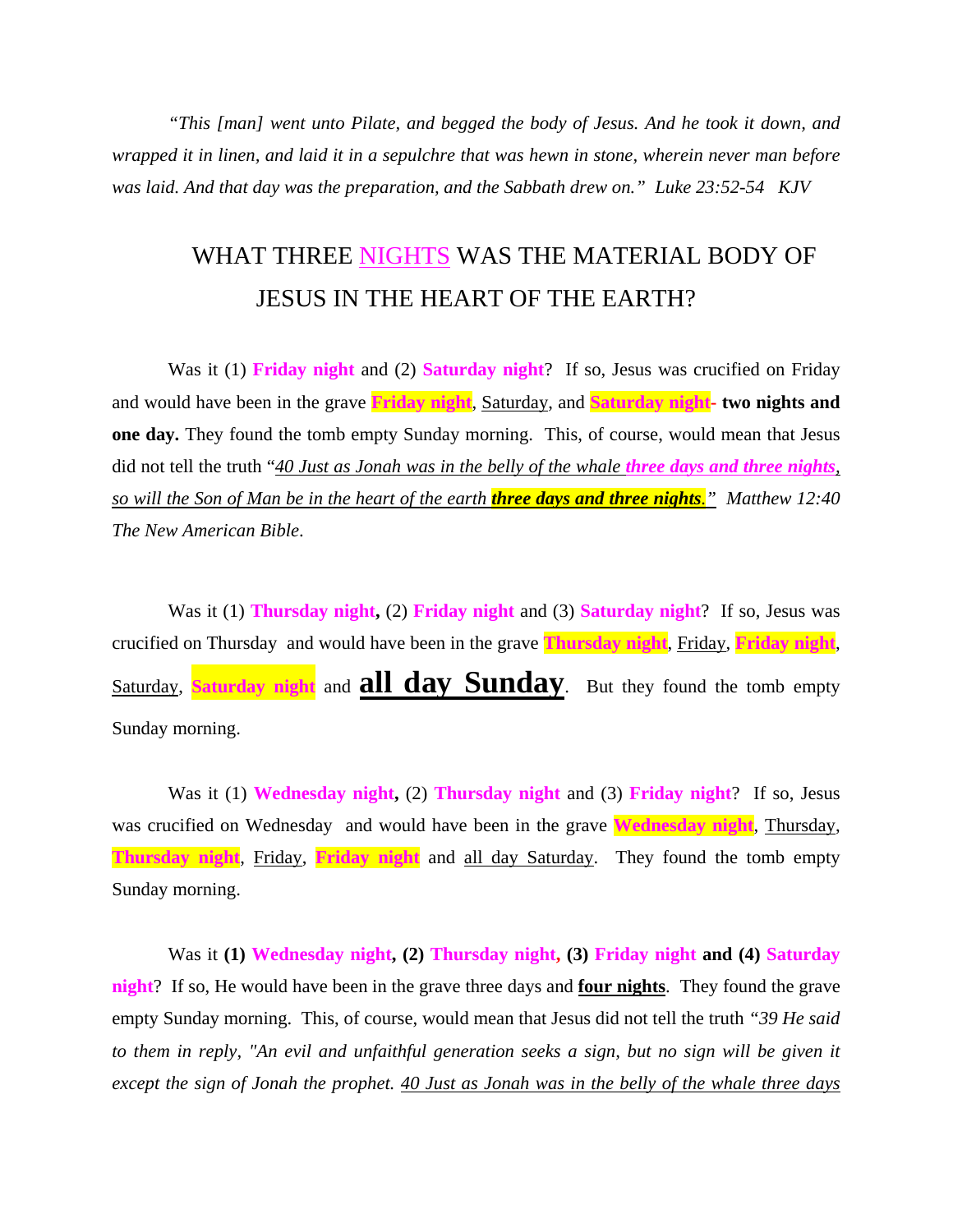*"This [man] went unto Pilate, and begged the body of Jesus. And he took it down, and wrapped it in linen, and laid it in a sepulchre that was hewn in stone, wherein never man before was laid. And that day was the preparation, and the Sabbath drew on." Luke 23:52-54 KJV*

## WHAT THREE NIGHTS WAS THE MATERIAL BODY OF JESUS IN THE HEART OF THE EARTH?

Was it (1) **Friday night** and (2) **Saturday night**? If so, Jesus was crucified on Friday and would have been in the grave **Friday night**, Saturday, and **Saturday night- two nights and one day.** They found the tomb empty Sunday morning. This, of course, would mean that Jesus did not tell the truth "*40 Just as Jonah was in the belly of the whale **three days and three nights**, so will the Son of Man be in the heart of the earth **three days and three nights**.*" *Matthew 12:40 The New American Bible*.

Was it (1) **Thursday night,** (2) **Friday night** and (3) **Saturday night**? If so, Jesus was crucified on Thursday and would have been in the grave **Thursday night**, Friday, **Friday night**, Saturday, **Saturday night** and **all day Sunday**. But they found the tomb empty Sunday morning.

Was it (1) **Wednesday night,** (2) **Thursday night** and (3) **Friday night**? If so, Jesus was crucified on Wednesday and would have been in the grave **Wednesday night**, Thursday, **Thursday night**, Friday, **Friday night** and all day Saturday. They found the tomb empty Sunday morning.

Was it **(1) Wednesday night, (2) Thursday night, (3) Friday night and (4) Saturday night**? If so, He would have been in the grave three days and **four nights**. They found the grave empty Sunday morning. This, of course, would mean that Jesus did not tell the truth *"39 He said to them in reply, "An evil and unfaithful generation seeks a sign, but no sign will be given it except the sign of Jonah the prophet. 40 Just as Jonah was in the belly of the whale three days*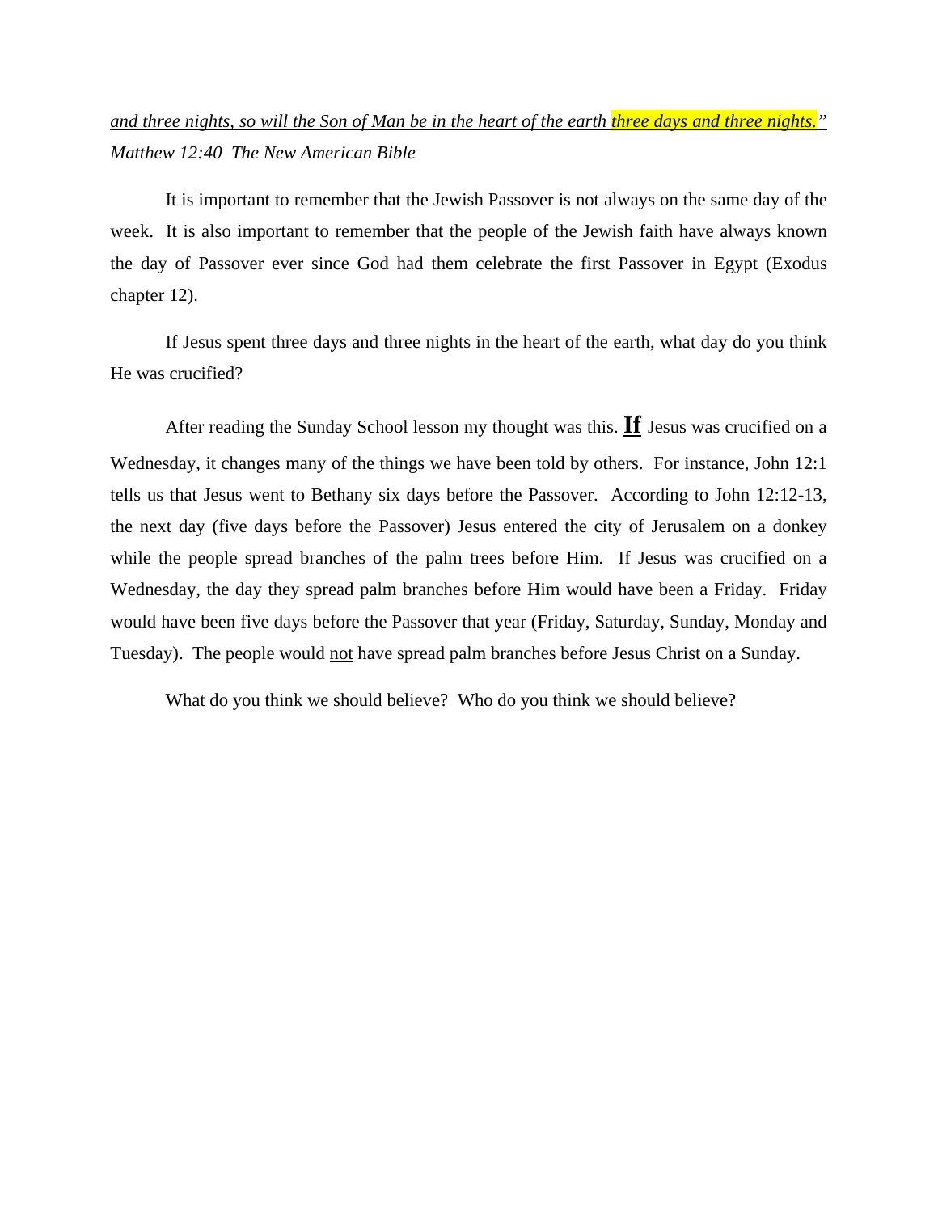*<u>and three nights, so will the Son of Man be in the heart of the earth three days and three nights.</u>"*
*Matthew 12:40 The New American Bible*

It is important to remember that the Jewish Passover is not always on the same day of the week. It is also important to remember that the people of the Jewish faith have always known the day of Passover ever since God had them celebrate the first Passover in Egypt (Exodus chapter 12).

If Jesus spent three days and three nights in the heart of the earth, what day do you think He was crucified?

After reading the Sunday School lesson my thought was this. <u>**If**</u> Jesus was crucified on a Wednesday, it changes many of the things we have been told by others. For instance, John 12:1 tells us that Jesus went to Bethany six days before the Passover. According to John 12:12-13, the next day (five days before the Passover) Jesus entered the city of Jerusalem on a donkey while the people spread branches of the palm trees before Him. If Jesus was crucified on a Wednesday, the day they spread palm branches before Him would have been a Friday. Friday would have been five days before the Passover that year (Friday, Saturday, Sunday, Monday and Tuesday). The people would <u>not</u> have spread palm branches before Jesus Christ on a Sunday.

What do you think we should believe? Who do you think we should believe?